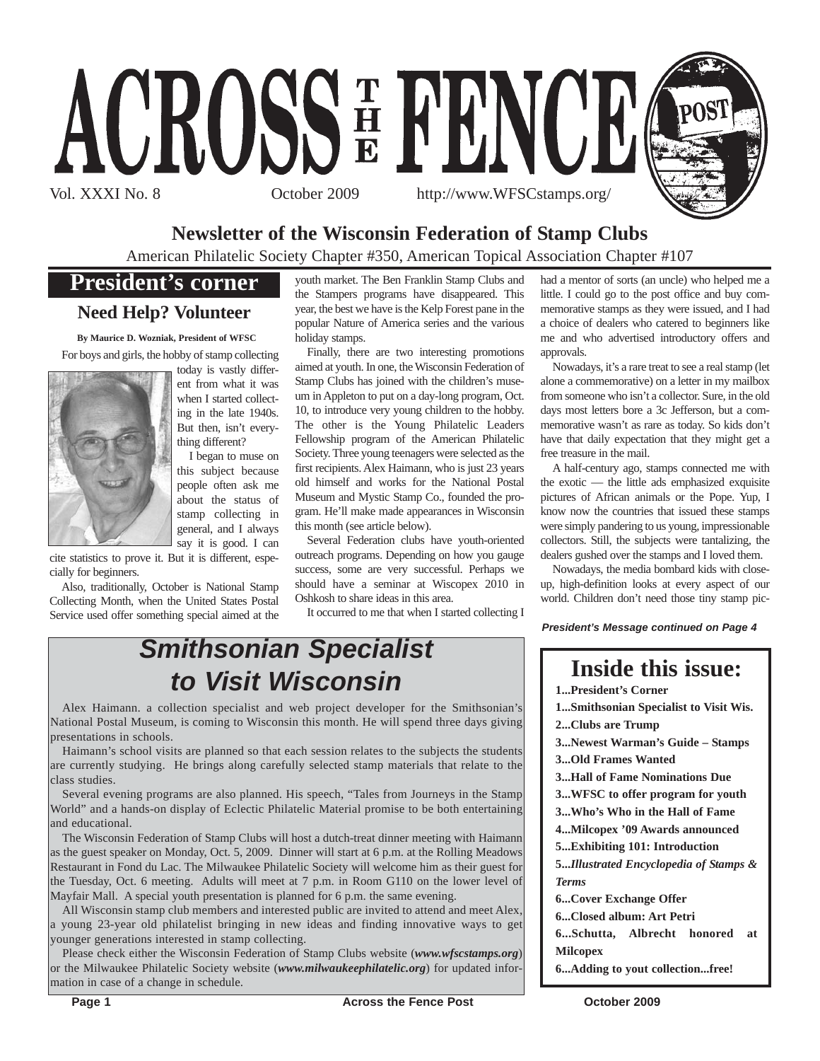# ACROSS THE FENCE POST

Vol. XXXI No. 8 October 2009 http://www.WFSCstamps.org/

## Newsletter of the Wisconsin Federation of Stamp Clubs

American Philatelic Society Chapter #350, American Topical Association Chapter #107

## President's corner

### Need Help? Volunteer

**By Maurice D. Wozniak, President of WFSC**

For boys and girls, the hobby of stamp collecting today is vastly different from what it was when I started collecting in the late 1940s. But then, isn't everything different?

I began to muse on this subject because people often ask me about the status of stamp collecting in general, and I always say it is good. I can cite statistics to prove it. But it is different, especially for beginners.

Also, traditionally, October is National Stamp Collecting Month, when the United States Postal Service used offer something special aimed at the youth market. The Ben Franklin Stamp Clubs and the Stampers programs have disappeared. This year, the best we have is the Kelp Forest pane in the popular Nature of America series and the various holiday stamps.

Finally, there are two interesting promotions aimed at youth. In one, the Wisconsin Federation of Stamp Clubs has joined with the children's museum in Appleton to put on a day-long program, Oct. 10, to introduce very young children to the hobby. The other is the Young Philatelic Leaders Fellowship program of the American Philatelic Society. Three young teenagers were selected as the first recipients. Alex Haimann, who is just 23 years old himself and works for the National Postal Museum and Mystic Stamp Co., founded the program. He'll make made appearances in Wisconsin this month (see article below).

Several Federation clubs have youth-oriented outreach programs. Depending on how you gauge success, some are very successful. Perhaps we should have a seminar at Wiscopex 2010 in Oshkosh to share ideas in this area.

It occurred to me that when I started collecting I had a mentor of sorts (an uncle) who helped me a little. I could go to the post office and buy commemorative stamps as they were issued, and I had a choice of dealers who catered to beginners like me and who advertised introductory offers and approvals.

Nowadays, it's a rare treat to see a real stamp (let alone a commemorative) on a letter in my mailbox from someone who isn't a collector. Sure, in the old days most letters bore a 3c Jefferson, but a commemorative wasn't as rare as today. So kids don't have that daily expectation that they might get a free treasure in the mail.

A half-century ago, stamps connected me with the exotic — the little ads emphasized exquisite pictures of African animals or the Pope. Yup, I know now the countries that issued these stamps were simply pandering to us young, impressionable collectors. Still, the subjects were tantalizing, the dealers gushed over the stamps and I loved them.

Nowadays, the media bombard kids with close-up, high-definition looks at every aspect of our world. Children don't need those tiny stamp pic-

***President's Message continued on Page 4***

## *Smithsonian Specialist to Visit Wisconsin*

Alex Haimann. a collection specialist and web project developer for the Smithsonian's National Postal Museum, is coming to Wisconsin this month. He will spend three days giving presentations in schools.

Haimann's school visits are planned so that each session relates to the subjects the students are currently studying. He brings along carefully selected stamp materials that relate to the class studies.

Several evening programs are also planned. His speech, "Tales from Journeys in the Stamp World" and a hands-on display of Eclectic Philatelic Material promise to be both entertaining and educational.

The Wisconsin Federation of Stamp Clubs will host a dutch-treat dinner meeting with Haimann as the guest speaker on Monday, Oct. 5, 2009. Dinner will start at 6 p.m. at the Rolling Meadows Restaurant in Fond du Lac. The Milwaukee Philatelic Society will welcome him as their guest for the Tuesday, Oct. 6 meeting. Adults will meet at 7 p.m. in Room G110 on the lower level of Mayfair Mall. A special youth presentation is planned for 6 p.m. the same evening.

All Wisconsin stamp club members and interested public are invited to attend and meet Alex, a young 23-year old philatelist bringing in new ideas and finding innovative ways to get younger generations interested in stamp collecting.

Please check either the Wisconsin Federation of Stamp Clubs website (***www.wfscstamps.org***) or the Milwaukee Philatelic Society website (***www.milwaukeephilatelic.org***) for updated information in case of a change in schedule.

## Inside this issue:

**1...President's Corner**
**1...Smithsonian Specialist to Visit Wis.**
**2...Clubs are Trump**
**3...Newest Warman's Guide – Stamps**
**3...Old Frames Wanted**
**3...Hall of Fame Nominations Due**
**3...WFSC to offer program for youth**
**3...Who's Who in the Hall of Fame**
**4...Milcopex '09 Awards announced**
**5...Exhibiting 101: Introduction**
**5...*Illustrated Encyclopedia of Stamps & Terms***
**6...Cover Exchange Offer**
**6...Closed album: Art Petri**
**6...Schutta, Albrecht honored at Milcopex**
**6...Adding to yout collection...free!**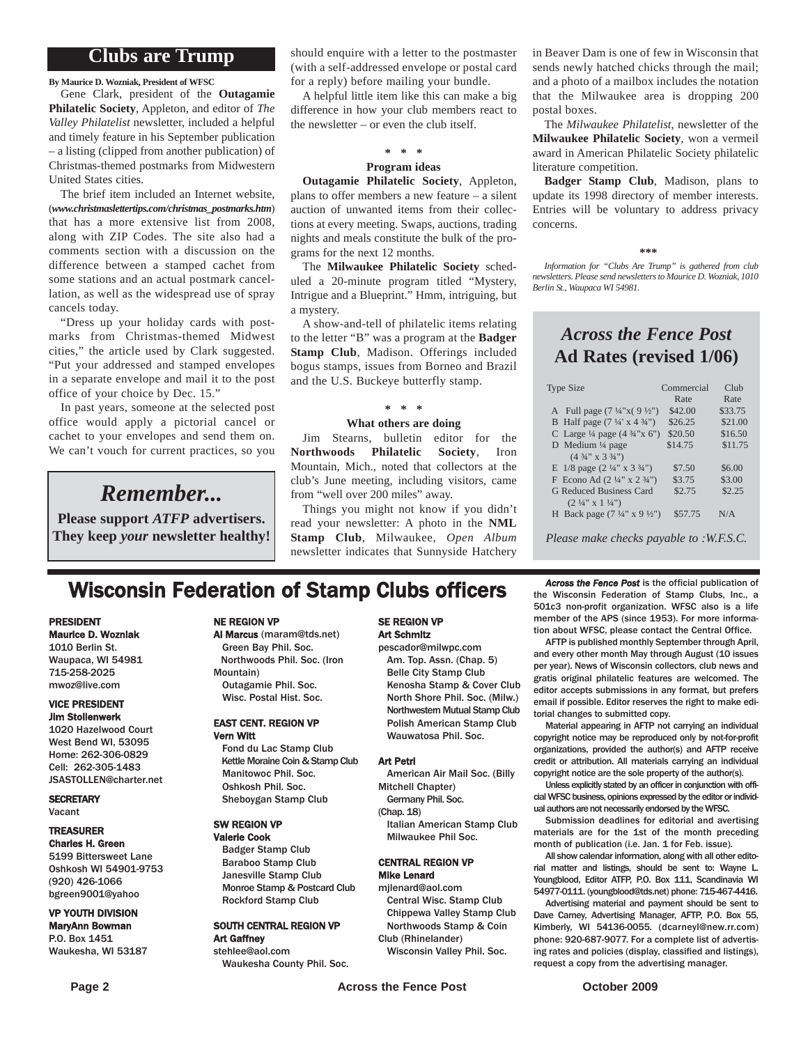## Clubs are Trump

**By Maurice D. Wozniak, President of WFSC**

Gene Clark, president of the **Outagamie Philatelic Society**, Appleton, and editor of *The Valley Philatelist* newsletter, included a helpful and timely feature in his September publication – a listing (clipped from another publication) of Christmas-themed postmarks from Midwestern United States cities.

The brief item included an Internet website, (***www.christmaslettertips.com/christmas_postmarks.htm***) that has a more extensive list from 2008, along with ZIP Codes. The site also had a comments section with a discussion on the difference between a stamped cachet from some stations and an actual postmark cancellation, as well as the widespread use of spray cancels today.

"Dress up your holiday cards with postmarks from Christmas-themed Midwest cities," the article used by Clark suggested. "Put your addressed and stamped envelopes in a separate envelope and mail it to the post office of your choice by Dec. 15."

In past years, someone at the selected post office would apply a pictorial cancel or cachet to your envelopes and send them on. We can't vouch for current practices, so you should enquire with a letter to the postmaster (with a self-addressed envelope or postal card for a reply) before mailing your bundle.

A helpful little item like this can make a big difference in how your club members react to the newsletter – or even the club itself.

\* \* \*

**Program ideas**

**Outagamie Philatelic Society**, Appleton, plans to offer members a new feature – a silent auction of unwanted items from their collections at every meeting. Swaps, auctions, trading nights and meals constitute the bulk of the programs for the next 12 months.

The **Milwaukee Philatelic Society** scheduled a 20-minute program titled "Mystery, Intrigue and a Blueprint." Hmm, intriguing, but a mystery.

A show-and-tell of philatelic items relating to the letter "B" was a program at the **Badger Stamp Club**, Madison. Offerings included bogus stamps, issues from Borneo and Brazil and the U.S. Buckeye butterfly stamp.

\* \* \*

**What others are doing**

Jim Stearns, bulletin editor for the **Northwoods Philatelic Society**, Iron Mountain, Mich., noted that collectors at the club's June meeting, including visitors, came from "well over 200 miles" away.

Things you might not know if you didn't read your newsletter: A photo in the **NML Stamp Club**, Milwaukee, *Open Album* newsletter indicates that Sunnyside Hatchery in Beaver Dam is one of few in Wisconsin that sends newly hatched chicks through the mail; and a photo of a mailbox includes the notation that the Milwaukee area is dropping 200 postal boxes.

The *Milwaukee Philatelist*, newsletter of the **Milwaukee Philatelic Society**, won a vermeil award in American Philatelic Society philatelic literature competition.

**Badger Stamp Club**, Madison, plans to update its 1998 directory of member interests. Entries will be voluntary to address privacy concerns.

\*\*\*

*Information for "Clubs Are Trump" is gathered from club newsletters. Please send newsletters to Maurice D. Wozniak, 1010 Berlin St., Waupaca WI 54981.*

## *Remember...*

**Please support *ATFP* advertisers. They keep *your* newsletter healthy!**

## *Across the Fence Post* Ad Rates (revised 1/06)

| Type Size | Commercial Rate | Club Rate |
|---|---|---|
| A Full page (7 ¼"x( 9 ½") | $42.00 | $33.75 |
| B Half page (7 ¼' x 4 ¾") | $26.25 | $21.00 |
| C Large ¼ page (4 ¾"x 6") | $20.50 | $16.50 |
| D Medium ¼ page (4 ¾" x 3 ¾") | $14.75 | $11.75 |
| E 1/8 page (2 ¼" x 3 ¾") | $7.50 | $6.00 |
| F Econo Ad (2 ¼" x 2 ¾") | $3.75 | $3.00 |
| G Reduced Business Card (2 ¼" x 1 ¼") | $2.75 | $2.25 |
| H Back page (7 ¼" x 9 ½") | $57.75 | N/A |

*Please make checks payable to :W.F.S.C.*

## Wisconsin Federation of Stamp Clubs officers

**PRESIDENT**
**Maurice D. Wozniak**
1010 Berlin St.
Waupaca, WI 54981
715-258-2025
mwoz@live.com

**VICE PRESIDENT**
**Jim Stollenwerk**
1020 Hazelwood Court
West Bend WI, 53095
Home: 262-306-0829
Cell: 262-305-1483
JSASTOLLEN@charter.net

**SECRETARY**
Vacant

**TREASURER**
**Charles H. Green**
5199 Bittersweet Lane
Oshkosh WI 54901-9753
(920) 426-1066
bgreen9001@yahoo

**VP YOUTH DIVISION**
**MaryAnn Bowman**
P.O. Box 1451
Waukesha, WI 53187

**NE REGION VP**
**Al Marcus** (maram@tds.net)
Green Bay Phil. Soc.
Northwoods Phil. Soc. (Iron Mountain)
Outagamie Phil. Soc.
Wisc. Postal Hist. Soc.

**EAST CENT. REGION VP**
**Vern Witt**
Fond du Lac Stamp Club
Kettle Moraine Coin & Stamp Club
Manitowoc Phil. Soc.
Oshkosh Phil. Soc.
Sheboygan Stamp Club

**SW REGION VP**
**Valerie Cook**
Badger Stamp Club
Baraboo Stamp Club
Janesville Stamp Club
Monroe Stamp & Postcard Club
Rockford Stamp Club

**SOUTH CENTRAL REGION VP**
**Art Gaffney**
stehlee@aol.com
Waukesha County Phil. Soc.

**SE REGION VP**
**Art Schmitz**
pescador@milwpc.com
Am. Top. Assn. (Chap. 5)
Belle City Stamp Club
Kenosha Stamp & Cover Club
North Shore Phil. Soc. (Milw.)
Northwestern Mutual Stamp Club
Polish American Stamp Club
Wauwatosa Phil. Soc.

**Art Petri**
American Air Mail Soc. (Billy Mitchell Chapter)
Germany Phil. Soc. (Chap. 18)
Italian American Stamp Club
Milwaukee Phil Soc.

**CENTRAL REGION VP**
**Mike Lenard**
mjlenard@aol.com
Central Wisc. Stamp Club
Chippewa Valley Stamp Club
Northwoods Stamp & Coin Club (Rhinelander)
Wisconsin Valley Phil. Soc.

***Across the Fence Post*** is the official publication of the Wisconsin Federation of Stamp Clubs, Inc., a 501c3 non-profit organization. WFSC also is a life member of the APS (since 1953). For more information about WFSC, please contact the Central Office.

AFTP is published monthly September through April, and every other month May through August (10 issues per year). News of Wisconsin collectors, club news and gratis original philatelic features are welcomed. The editor accepts submissions in any format, but prefers email if possible. Editor reserves the right to make editorial changes to submitted copy.

Material appearing in AFTP not carrying an individual copyright notice may be reproduced only by not-for-profit organizations, provided the author(s) and AFTP receive credit or attribution. All materials carrying an individual copyright notice are the sole property of the author(s).

Unless explicitly stated by an officer in conjunction with official WFSC business, opinions expressed by the editor or individual authors are not necessarily endorsed by the WFSC.

Submission deadlines for editorial and avertising materials are for the 1st of the month preceding month of publication (i.e. Jan. 1 for Feb. issue).

All show calendar information, along with all other editorial matter and listings, should be sent to: Wayne L. Youngblood, Editor ATFP, P.O. Box 111, Scandinavia WI 54977-0111. (youngblood@tds.net) phone: 715-467-4416.

Advertising material and payment should be sent to Dave Carney, Advertising Manager, AFTP, P.O. Box 55, Kimberly, WI 54136-0055. (dcarneyl@new.rr.com) phone: 920-687-9077. For a complete list of advertising rates and policies (display, classified and listings), request a copy from the advertising manager.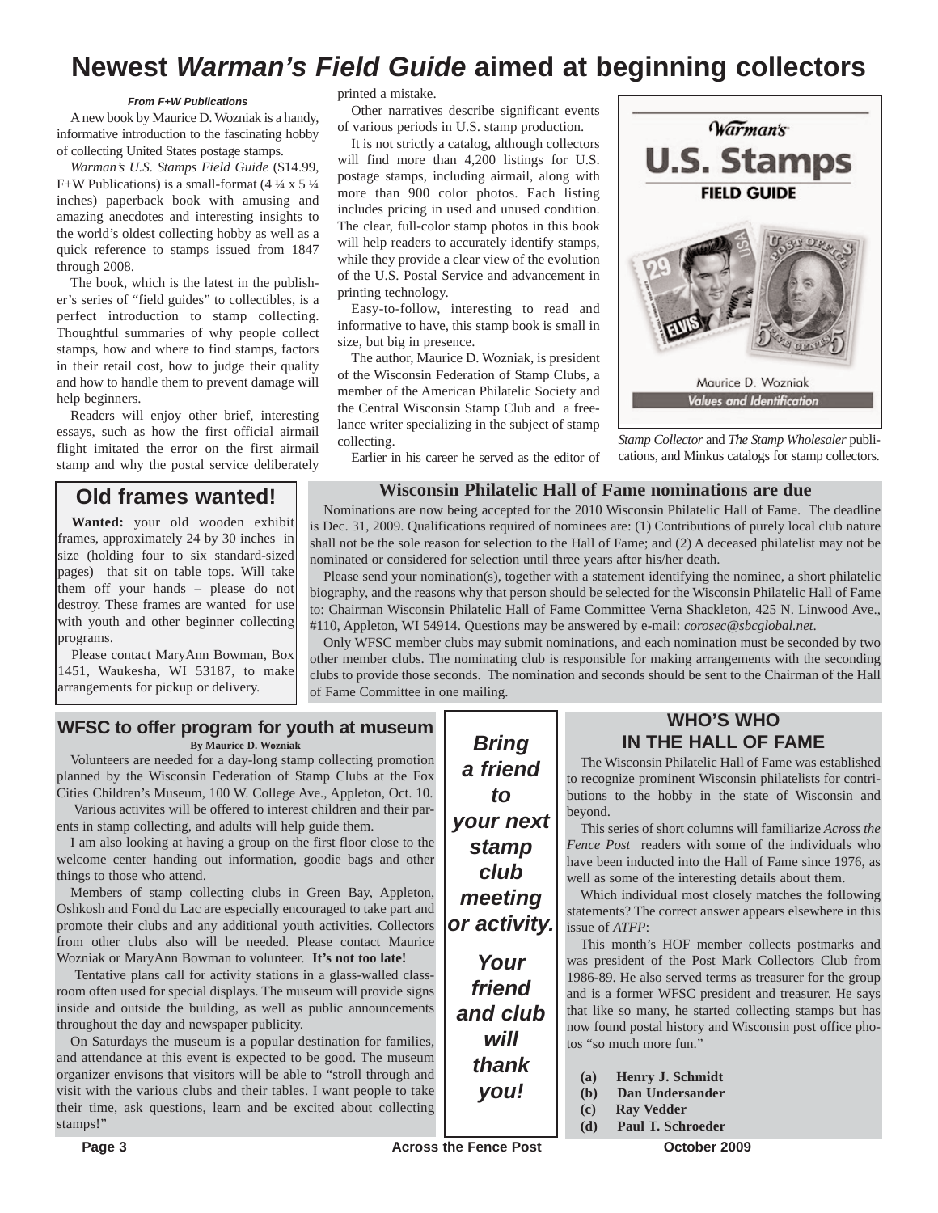# Newest *Warman's Field Guide* aimed at beginning collectors

***From F+W Publications***

A new book by Maurice D. Wozniak is a handy, informative introduction to the fascinating hobby of collecting United States postage stamps.

*Warman's U.S. Stamps Field Guide* ($14.99, F+W Publications) is a small-format (4 ¼ x 5 ¼ inches) paperback book with amusing and amazing anecdotes and interesting insights to the world's oldest collecting hobby as well as a quick reference to stamps issued from 1847 through 2008.

The book, which is the latest in the publisher's series of "field guides" to collectibles, is a perfect introduction to stamp collecting. Thoughtful summaries of why people collect stamps, how and where to find stamps, factors in their retail cost, how to judge their quality and how to handle them to prevent damage will help beginners.

Readers will enjoy other brief, interesting essays, such as how the first official airmail flight imitated the error on the first airmail stamp and why the postal service deliberately printed a mistake.

Other narratives describe significant events of various periods in U.S. stamp production.

It is not strictly a catalog, although collectors will find more than 4,200 listings for U.S. postage stamps, including airmail, along with more than 900 color photos. Each listing includes pricing in used and unused condition. The clear, full-color stamp photos in this book will help readers to accurately identify stamps, while they provide a clear view of the evolution of the U.S. Postal Service and advancement in printing technology.

Easy-to-follow, interesting to read and informative to have, this stamp book is small in size, but big in presence.

The author, Maurice D. Wozniak, is president of the Wisconsin Federation of Stamp Clubs, a member of the American Philatelic Society and the Central Wisconsin Stamp Club and a free-lance writer specializing in the subject of stamp collecting.

Earlier in his career he served as the editor of *Stamp Collector* and *The Stamp Wholesaler* publications, and Minkus catalogs for stamp collectors.

## Old frames wanted!

**Wanted:** your old wooden exhibit frames, approximately 24 by 30 inches in size (holding four to six standard-sized pages) that sit on table tops. Will take them off your hands – please do not destroy. These frames are wanted for use with youth and other beginner collecting programs.

Please contact MaryAnn Bowman, Box 1451, Waukesha, WI 53187, to make arrangements for pickup or delivery.

## Wisconsin Philatelic Hall of Fame nominations are due

Nominations are now being accepted for the 2010 Wisconsin Philatelic Hall of Fame. The deadline is Dec. 31, 2009. Qualifications required of nominees are: (1) Contributions of purely local club nature shall not be the sole reason for selection to the Hall of Fame; and (2) A deceased philatelist may not be nominated or considered for selection until three years after his/her death.

Please send your nomination(s), together with a statement identifying the nominee, a short philatelic biography, and the reasons why that person should be selected for the Wisconsin Philatelic Hall of Fame to: Chairman Wisconsin Philatelic Hall of Fame Committee Verna Shackleton, 425 N. Linwood Ave., #110, Appleton, WI 54914. Questions may be answered by e-mail: *corosec@sbcglobal.net*.

Only WFSC member clubs may submit nominations, and each nomination must be seconded by two other member clubs. The nominating club is responsible for making arrangements with the seconding clubs to provide those seconds. The nomination and seconds should be sent to the Chairman of the Hall of Fame Committee in one mailing.

## WFSC to offer program for youth at museum

**By Maurice D. Wozniak**

Volunteers are needed for a day-long stamp collecting promotion planned by the Wisconsin Federation of Stamp Clubs at the Fox Cities Children's Museum, 100 W. College Ave., Appleton, Oct. 10.

Various activites will be offered to interest children and their parents in stamp collecting, and adults will help guide them.

I am also looking at having a group on the first floor close to the welcome center handing out information, goodie bags and other things to those who attend.

Members of stamp collecting clubs in Green Bay, Appleton, Oshkosh and Fond du Lac are especially encouraged to take part and promote their clubs and any additional youth activities. Collectors from other clubs also will be needed. Please contact Maurice Wozniak or MaryAnn Bowman to volunteer. **It's not too late!**

Tentative plans call for activity stations in a glass-walled classroom often used for special displays. The museum will provide signs inside and outside the building, as well as public announcements throughout the day and newspaper publicity.

On Saturdays the museum is a popular destination for families, and attendance at this event is expected to be good. The museum organizer envisons that visitors will be able to "stroll through and visit with the various clubs and their tables. I want people to take their time, ask questions, learn and be excited about collecting stamps!"

***Bring a friend to your next stamp club meeting or activity.***

***Your friend and club will thank you!***

## WHO'S WHO IN THE HALL OF FAME

The Wisconsin Philatelic Hall of Fame was established to recognize prominent Wisconsin philatelists for contributions to the hobby in the state of Wisconsin and beyond.

This series of short columns will familiarize *Across the Fence Post* readers with some of the individuals who have been inducted into the Hall of Fame since 1976, as well as some of the interesting details about them.

Which individual most closely matches the following statements? The correct answer appears elsewhere in this issue of *ATFP*:

This month's HOF member collects postmarks and was president of the Post Mark Collectors Club from 1986-89. He also served terms as treasurer for the group and is a former WFSC president and treasurer. He says that like so many, he started collecting stamps but has now found postal history and Wisconsin post office photos "so much more fun."

**(a) Henry J. Schmidt**
**(b) Dan Undersander**
**(c) Ray Vedder**
**(d) Paul T. Schroeder**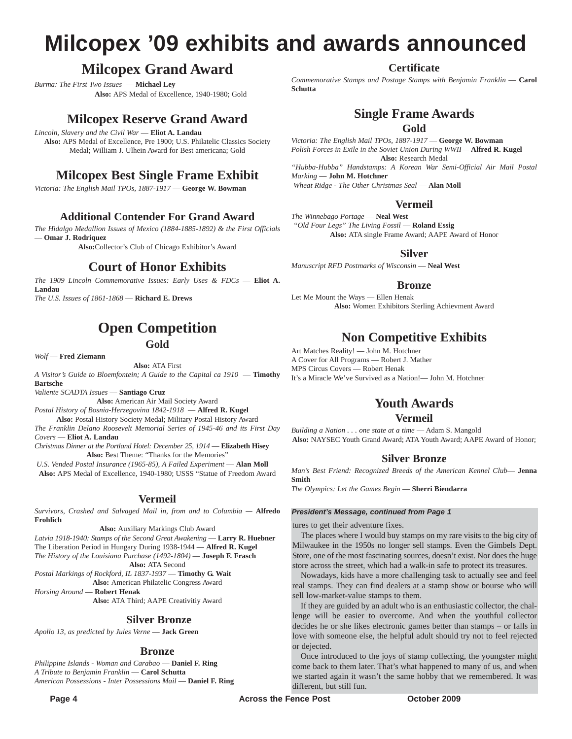# Milcopex '09 exhibits and awards announced

## Milcopex Grand Award

*Burma: The First Two Issues* — **Michael Ley**
**Also:** APS Medal of Excellence, 1940-1980; Gold

## Milcopex Reserve Grand Award

*Lincoln, Slavery and the Civil War* — **Eliot A. Landau**
**Also:** APS Medal of Excellence, Pre 1900; U.S. Philatelic Classics Society Medal; William J. Ulhein Award for Best americana; Gold

## Milcopex Best Single Frame Exhibit

*Victoria: The English Mail TPOs, 1887-1917* — **George W. Bowman**

### Additional Contender For Grand Award

*The Hidalgo Medallion Issues of Mexico (1884-1885-1892) & the First Officials* — **Omar J. Rodriquez**
**Also:** Collector's Club of Chicago Exhibitor's Award

## Court of Honor Exhibits

*The 1909 Lincoln Commemorative Issues: Early Uses & FDCs* — **Eliot A. Landau**
*The U.S. Issues of 1861-1868* — **Richard E. Drews**

## Open Competition

### Gold

*Wolf* — **Fred Ziemann**
**Also:** ATA First
*A Visitor's Guide to Bloemfontein; A Guide to the Capital ca 1910* — **Timothy Bartsche**
*Valiente SCADTA Issues* — **Santiago Cruz**
**Also:** American Air Mail Society Award
*Postal History of Bosnia-Herzegovina 1842-1918* — **Alfred R. Kugel**
**Also:** Postal History Society Medal; Military Postal History Award
*The Franklin Delano Roosevelt Memorial Series of 1945-46 and its First Day Covers* — **Eliot A. Landau**
*Christmas Dinner at the Portland Hotel: December 25, 1914* — **Elizabeth Hisey**
**Also:** Best Theme: "Thanks for the Memories"
*U.S. Vended Postal Insurance (1965-85), A Failed Experiment* — **Alan Moll**
**Also:** APS Medal of Excellence, 1940-1980; USSS "Statue of Freedom Award

### Vermeil

*Survivors, Crashed and Salvaged Mail in, from and to Columbia* — **Alfredo Frohlich**
**Also:** Auxiliary Markings Club Award
*Latvia 1918-1940: Stamps of the Second Great Awakening* — **Larry R. Huebner**
The Liberation Period in Hungary During 1938-1944 — **Alfred R. Kugel**
*The History of the Louisiana Purchase (1492-1804)* — **Joseph F. Frasch**
**Also:** ATA Second
*Postal Markings of Rockford, IL 1837-1937* — **Timothy G. Wait**
**Also:** American Philatelic Congress Award
*Horsing Around* — **Robert Henak**
**Also:** ATA Third; AAPE Creativitiy Award

### Silver Bronze

*Apollo 13, as predicted by Jules Verne* — **Jack Green**

### Bronze

*Philippine Islands - Woman and Carabao* — **Daniel F. Ring**
*A Tribute to Benjamin Franklin* — **Carol Schutta**
*American Possessions - Inter Possessions Mail* — **Daniel F. Ring**

### Certificate

*Commemorative Stamps and Postage Stamps with Benjamin Franklin* — **Carol Schutta**

## Single Frame Awards

### Gold

*Victoria: The English Mail TPOs, 1887-1917* — **George W. Bowman**
*Polish Forces in Exile in the Soviet Union During WWII*— **Alfred R. Kugel**
**Also:** Research Medal
*"Hubba-Hubba" Handstamps: A Korean War Semi-Official Air Mail Postal Marking* — **John M. Hotchner**
*Wheat Ridge - The Other Christmas Seal* — **Alan Moll**

### Vermeil

*The Winnebago Portage* — **Neal West**
*"Old Four Legs" The Living Fossil* — **Roland Essig**
**Also:** ATA single Frame Award; AAPE Award of Honor

### Silver

*Manuscript RFD Postmarks of Wisconsin* — **Neal West**

### Bronze

Let Me Mount the Ways — Ellen Henak
**Also:** Women Exhibitors Sterling Achievment Award

## Non Competitive Exhibits

Art Matches Reality! — John M. Hotchner
A Cover for All Programs — Robert J. Mather
MPS Circus Covers — Robert Henak
It's a Miracle We've Survived as a Nation!— John M. Hotchner

## Youth Awards

### Vermeil

*Building a Nation . . . one state at a time* — Adam S. Mangold
**Also:** NAYSEC Youth Grand Award; ATA Youth Award; AAPE Award of Honor;

### Silver Bronze

*Man's Best Friend: Recognized Breeds of the American Kennel Club*— **Jenna Smith**
*The Olympics: Let the Games Begin* — **Sherri Biendarra**

***President's Message, continued from Page 1***

tures to get their adventure fixes.

The places where I would buy stamps on my rare visits to the big city of Milwaukee in the 1950s no longer sell stamps. Even the Gimbels Dept. Store, one of the most fascinating sources, doesn't exist. Nor does the huge store across the street, which had a walk-in safe to protect its treasures.

Nowadays, kids have a more challenging task to actually see and feel real stamps. They can find dealers at a stamp show or bourse who will sell low-market-value stamps to them.

If they are guided by an adult who is an enthusiastic collector, the challenge will be easier to overcome. And when the youthful collector decides he or she likes electronic games better than stamps – or falls in love with someone else, the helpful adult should try not to feel rejected or dejected.

Once introduced to the joys of stamp collecting, the youngster might come back to them later. That's what happened to many of us, and when we started again it wasn't the same hobby that we remembered. It was different, but still fun.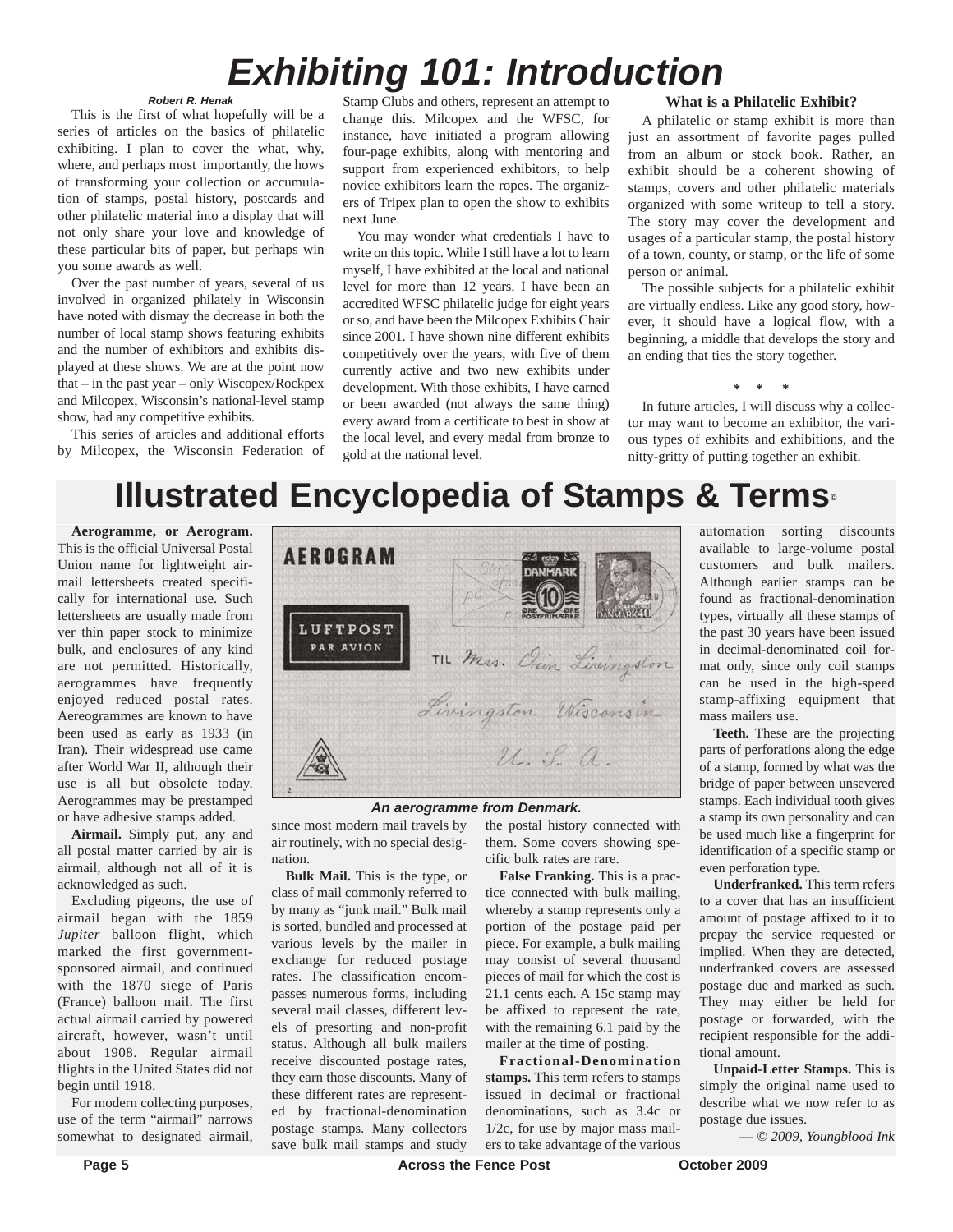# Exhibiting 101: Introduction

***Robert R. Henak***

This is the first of what hopefully will be a series of articles on the basics of philatelic exhibiting. I plan to cover the what, why, where, and perhaps most importantly, the hows of transforming your collection or accumulation of stamps, postal history, postcards and other philatelic material into a display that will not only share your love and knowledge of these particular bits of paper, but perhaps win you some awards as well.

Over the past number of years, several of us involved in organized philately in Wisconsin have noted with dismay the decrease in both the number of local stamp shows featuring exhibits and the number of exhibitors and exhibits displayed at these shows. We are at the point now that – in the past year – only Wiscopex/Rockpex and Milcopex, Wisconsin's national-level stamp show, had any competitive exhibits.

This series of articles and additional efforts by Milcopex, the Wisconsin Federation of Stamp Clubs and others, represent an attempt to change this. Milcopex and the WFSC, for instance, have initiated a program allowing four-page exhibits, along with mentoring and support from experienced exhibitors, to help novice exhibitors learn the ropes. The organizers of Tripex plan to open the show to exhibits next June.

You may wonder what credentials I have to write on this topic. While I still have a lot to learn myself, I have exhibited at the local and national level for more than 12 years. I have been an accredited WFSC philatelic judge for eight years or so, and have been the Milcopex Exhibits Chair since 2001. I have shown nine different exhibits competitively over the years, with five of them currently active and two new exhibits under development. With those exhibits, I have earned or been awarded (not always the same thing) every award from a certificate to best in show at the local level, and every medal from bronze to gold at the national level.

### What is a Philatelic Exhibit?

A philatelic or stamp exhibit is more than just an assortment of favorite pages pulled from an album or stock book. Rather, an exhibit should be a coherent showing of stamps, covers and other philatelic materials organized with some writeup to tell a story. The story may cover the development and usages of a particular stamp, the postal history of a town, county, or stamp, or the life of some person or animal.

The possible subjects for a philatelic exhibit are virtually endless. Like any good story, however, it should have a logical flow, with a beginning, a middle that develops the story and an ending that ties the story together.

\* \* \*

In future articles, I will discuss why a collector may want to become an exhibitor, the various types of exhibits and exhibitions, and the nitty-gritty of putting together an exhibit.

# Illustrated Encyclopedia of Stamps & Terms©

**Aerogramme, or Aerogram.** This is the official Universal Postal Union name for lightweight airmail lettersheets created specifically for international use. Such lettersheets are usually made from ver thin paper stock to minimize bulk, and enclosures of any kind are not permitted. Historically, aerogrammes have frequently enjoyed reduced postal rates. Aereogrammes are known to have been used as early as 1933 (in Iran). Their widespread use came after World War II, although their use is all but obsolete today. Aerogrammes may be prestamped or have adhesive stamps added.

*An aerogramme from Denmark.*

**Airmail.** Simply put, any and all postal matter carried by air is airmail, although not all of it is acknowledged as such.

Excluding pigeons, the use of airmail began with the 1859 *Jupiter* balloon flight, which marked the first government-sponsored airmail, and continued with the 1870 siege of Paris (France) balloon mail. The first actual airmail carried by powered aircraft, however, wasn't until about 1908. Regular airmail flights in the United States did not begin until 1918.

For modern collecting purposes, use of the term "airmail" narrows somewhat to designated airmail, since most modern mail travels by air routinely, with no special designation.

**Bulk Mail.** This is the type, or class of mail commonly referred to by many as "junk mail." Bulk mail is sorted, bundled and processed at various levels by the mailer in exchange for reduced postage rates. The classification encompasses numerous forms, including several mail classes, different levels of presorting and non-profit status. Although all bulk mailers receive discounted postage rates, they earn those discounts. Many of these different rates are represented by fractional-denomination postage stamps. Many collectors save bulk mail stamps and study the postal history connected with them. Some covers showing specific bulk rates are rare.

**False Franking.** This is a practice connected with bulk mailing, whereby a stamp represents only a portion of the postage paid per piece. For example, a bulk mailing may consist of several thousand pieces of mail for which the cost is 21.1 cents each. A 15c stamp may be affixed to represent the rate, with the remaining 6.1 paid by the mailer at the time of posting.

**Fractional-Denomination stamps.** This term refers to stamps issued in decimal or fractional denominations, such as 3.4c or 1/2c, for use by major mass mailers to take advantage of the various automation sorting discounts available to large-volume postal customers and bulk mailers. Although earlier stamps can be found as fractional-denomination types, virtually all these stamps of the past 30 years have been issued in decimal-denominated coil format only, since only coil stamps can be used in the high-speed stamp-affixing equipment that mass mailers use.

**Teeth.** These are the projecting parts of perforations along the edge of a stamp, formed by what was the bridge of paper between unsevered stamps. Each individual tooth gives a stamp its own personality and can be used much like a fingerprint for identification of a specific stamp or even perforation type.

**Underfranked.** This term refers to a cover that has an insufficient amount of postage affixed to it to prepay the service requested or implied. When they are detected, underfranked covers are assessed postage due and marked as such. They may either be held for postage or forwarded, with the recipient responsible for the additional amount.

**Unpaid-Letter Stamps.** This is simply the original name used to describe what we now refer to as postage due issues.

*— © 2009, Youngblood Ink*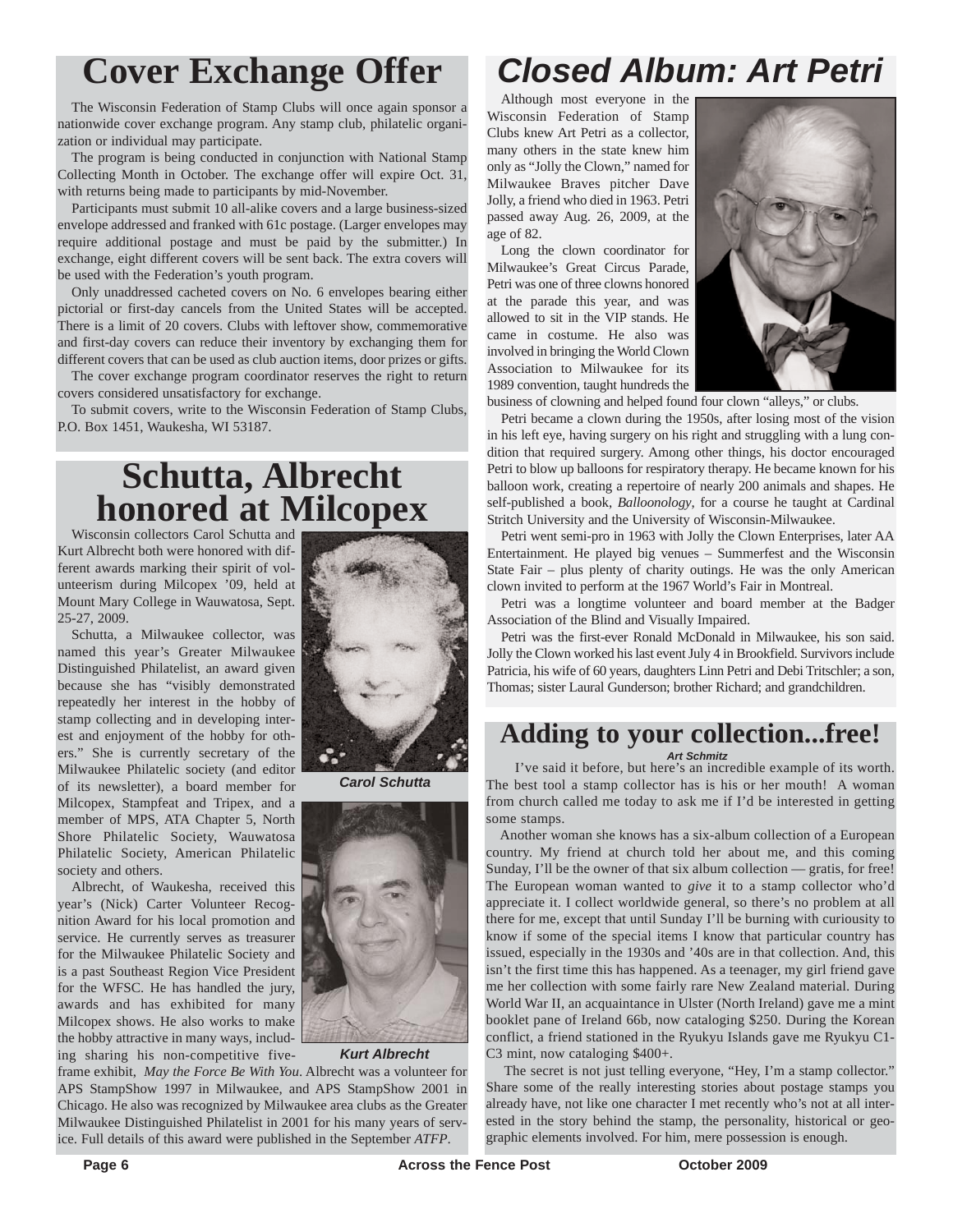## Cover Exchange Offer

The Wisconsin Federation of Stamp Clubs will once again sponsor a nationwide cover exchange program. Any stamp club, philatelic organization or individual may participate.

The program is being conducted in conjunction with National Stamp Collecting Month in October. The exchange offer will expire Oct. 31, with returns being made to participants by mid-November.

Participants must submit 10 all-alike covers and a large business-sized envelope addressed and franked with 61c postage. (Larger envelopes may require additional postage and must be paid by the submitter.) In exchange, eight different covers will be sent back. The extra covers will be used with the Federation's youth program.

Only unaddressed cacheted covers on No. 6 envelopes bearing either pictorial or first-day cancels from the United States will be accepted. There is a limit of 20 covers. Clubs with leftover show, commemorative and first-day covers can reduce their inventory by exchanging them for different covers that can be used as club auction items, door prizes or gifts.

The cover exchange program coordinator reserves the right to return covers considered unsatisfactory for exchange.

To submit covers, write to the Wisconsin Federation of Stamp Clubs, P.O. Box 1451, Waukesha, WI 53187.

## Schutta, Albrecht honored at Milcopex

Wisconsin collectors Carol Schutta and Kurt Albrecht both were honored with different awards marking their spirit of volunteerism during Milcopex '09, held at Mount Mary College in Wauwatosa, Sept. 25-27, 2009.

Schutta, a Milwaukee collector, was named this year's Greater Milwaukee Distinguished Philatelist, an award given because she has "visibly demonstrated repeatedly her interest in the hobby of stamp collecting and in developing interest and enjoyment of the hobby for others." She is currently secretary of the Milwaukee Philatelic society (and editor of its newsletter), a board member for Milcopex, Stampfeat and Tripex, and a member of MPS, ATA Chapter 5, North Shore Philatelic Society, Wauwatosa Philatelic Society, American Philatelic society and others.

*Carol Schutta*

Albrecht, of Waukesha, received this year's (Nick) Carter Volunteer Recognition Award for his local promotion and service. He currently serves as treasurer for the Milwaukee Philatelic Society and is a past Southeast Region Vice President for the WFSC. He has handled the jury, awards and has exhibited for many Milcopex shows. He also works to make the hobby attractive in many ways, including sharing his non-competitive five-frame exhibit, *May the Force Be With You*. Albrecht was a volunteer for APS StampShow 1997 in Milwaukee, and APS StampShow 2001 in Chicago. He also was recognized by Milwaukee area clubs as the Greater Milwaukee Distinguished Philatelist in 2001 for his many years of service. Full details of this award were published in the September *ATFP*.

*Kurt Albrecht*

## *Closed Album: Art Petri*

Although most everyone in the Wisconsin Federation of Stamp Clubs knew Art Petri as a collector, many others in the state knew him only as "Jolly the Clown," named for Milwaukee Braves pitcher Dave Jolly, a friend who died in 1963. Petri passed away Aug. 26, 2009, at the age of 82.

Long the clown coordinator for Milwaukee's Great Circus Parade, Petri was one of three clowns honored at the parade this year, and was allowed to sit in the VIP stands. He came in costume. He also was involved in bringing the World Clown Association to Milwaukee for its 1989 convention, taught hundreds the business of clowning and helped found four clown "alleys," or clubs.

Petri became a clown during the 1950s, after losing most of the vision in his left eye, having surgery on his right and struggling with a lung condition that required surgery. Among other things, his doctor encouraged Petri to blow up balloons for respiratory therapy. He became known for his balloon work, creating a repertoire of nearly 200 animals and shapes. He self-published a book, *Balloonology*, for a course he taught at Cardinal Stritch University and the University of Wisconsin-Milwaukee.

Petri went semi-pro in 1963 with Jolly the Clown Enterprises, later AA Entertainment. He played big venues – Summerfest and the Wisconsin State Fair – plus plenty of charity outings. He was the only American clown invited to perform at the 1967 World's Fair in Montreal.

Petri was a longtime volunteer and board member at the Badger Association of the Blind and Visually Impaired.

Petri was the first-ever Ronald McDonald in Milwaukee, his son said. Jolly the Clown worked his last event July 4 in Brookfield. Survivors include Patricia, his wife of 60 years, daughters Linn Petri and Debi Tritschler; a son, Thomas; sister Laural Gunderson; brother Richard; and grandchildren.

## Adding to your collection...free!

***Art Schmitz***

I've said it before, but here's an incredible example of its worth. The best tool a stamp collector has is his or her mouth! A woman from church called me today to ask me if I'd be interested in getting some stamps.

Another woman she knows has a six-album collection of a European country. My friend at church told her about me, and this coming Sunday, I'll be the owner of that six album collection — gratis, for free! The European woman wanted to *give* it to a stamp collector who'd appreciate it. I collect worldwide general, so there's no problem at all there for me, except that until Sunday I'll be burning with curiousity to know if some of the special items I know that particular country has issued, especially in the 1930s and '40s are in that collection. And, this isn't the first time this has happened. As a teenager, my girl friend gave me her collection with some fairly rare New Zealand material. During World War II, an acquaintance in Ulster (North Ireland) gave me a mint booklet pane of Ireland 66b, now cataloging $250. During the Korean conflict, a friend stationed in the Ryukyu Islands gave me Ryukyu C1-C3 mint, now cataloging $400+.

The secret is not just telling everyone, "Hey, I'm a stamp collector." Share some of the really interesting stories about postage stamps you already have, not like one character I met recently who's not at all interested in the story behind the stamp, the personality, historical or geographic elements involved. For him, mere possession is enough.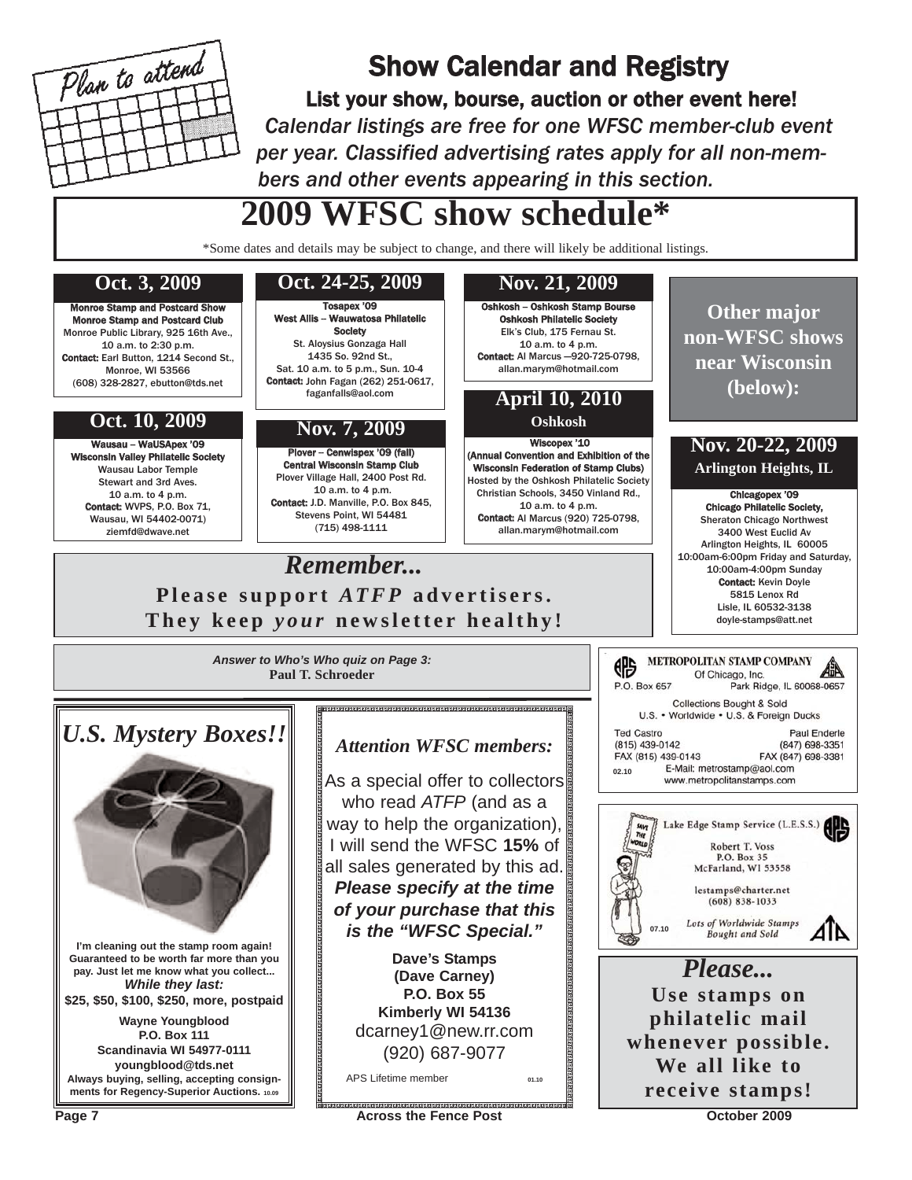# Show Calendar and Registry

**List your show, bourse, auction or other event here!**

*Calendar listings are free for one WFSC member-club event per year. Classified advertising rates apply for all non-members and other events appearing in this section.*

## 2009 WFSC show schedule*

*Some dates and details may be subject to change, and there will likely be additional listings.

### Oct. 3, 2009

**Monroe Stamp and Postcard Show**
**Monroe Stamp and Postcard Club**
Monroe Public Library, 925 16th Ave.,
10 a.m. to 2:30 p.m.
**Contact:** Earl Button, 1214 Second St., Monroe, WI 53566
(608) 328-2827, ebutton@tds.net

### Oct. 10, 2009

**Wausau – WaUSApex '09**
**Wisconsin Valley Philatelic Society**
Wausau Labor Temple
Stewart and 3rd Aves.
10 a.m. to 4 p.m.
**Contact:** WVPS, P.O. Box 71, Wausau, WI 54402-0071)
ziemfd@dwave.net

### Oct. 24-25, 2009

**Tosapex '09**
**West Allis – Wauwatosa Philatelic Society**
St. Aloysius Gonzaga Hall
1435 So. 92nd St.,
Sat. 10 a.m. to 5 p.m., Sun. 10-4
**Contact:** John Fagan (262) 251-0617, faganfalls@aol.com

### Nov. 7, 2009

**Plover – Cenwispex '09 (fall)**
**Central Wisconsin Stamp Club**
Plover Village Hall, 2400 Post Rd.
10 a.m. to 4 p.m.
**Contact:** J.D. Manville, P.O. Box 845, Stevens Point, WI 54481
(715) 498-1111

### Nov. 21, 2009

**Oshkosh – Oshkosh Stamp Bourse**
**Oshkosh Philatelic Society**
Elk's Club, 175 Fernau St.
10 a.m. to 4 p.m.
**Contact:** Al Marcus —920-725-0798, allan.marym@hotmail.com

### April 10, 2010
**Oshkosh**

**Wiscopex '10**
**(Annual Convention and Exhibition of the Wisconsin Federation of Stamp Clubs)**
Hosted by the Oshkosh Philatelic Society
Christian Schools, 3450 Vinland Rd.,
10 a.m. to 4 p.m.
**Contact:** Al Marcus (920) 725-0798, allan.marym@hotmail.com

### Other major non-WFSC shows near Wisconsin (below):

### Nov. 20-22, 2009
**Arlington Heights, IL**

**Chicagopex '09**
**Chicago Philatelic Society,**
Sheraton Chicago Northwest
3400 West Euclid Av
Arlington Heights, IL 60005
10:00am-6:00pm Friday and Saturday,
10:00am-4:00pm Sunday
**Contact:** Kevin Doyle
5815 Lenox Rd
Lisle, IL 60532-3138
doyle-stamps@att.net

*Remember...*
**Please support *ATFP* advertisers. They keep *your* newsletter healthy!**

***Answer to Who's Who quiz on Page 3:***
**Paul T. Schroeder**

**METROPOLITAN STAMP COMPANY**
Of Chicago, Inc.
P.O. Box 657 Park Ridge, IL 60068-0657
Collections Bought & Sold
U.S. • Worldwide • U.S. & Foreign Ducks
Ted Castro (815) 439-0142 FAX (815) 439-0143
Paul Enderle (847) 698-3351 FAX (847) 698-3381
E-Mail: metrostamp@aol.com
www.metropolitanstamps.com
02.10

## *U.S. Mystery Boxes!!*

**I'm cleaning out the stamp room again! Guaranteed to be worth far more than you pay. Just let me know what you collect...**
***While they last:***
**$25, $50, $100, $250, more, postpaid**

**Wayne Youngblood**
**P.O. Box 111**
**Scandinavia WI 54977-0111**
**youngblood@tds.net**
**Always buying, selling, accepting consignments for Regency-Superior Auctions.** 10.09

### *Attention WFSC members:*

As a special offer to collectors who read *ATFP* (and as a way to help the organization), I will send the WFSC **15%** of all sales generated by this ad. ***Please specify at the time of your purchase that this is the "WFSC Special."***

**Dave's Stamps**
**(Dave Carney)**
**P.O. Box 55**
**Kimberly WI 54136**
dcarney1@new.rr.com
(920) 687-9077

APS Lifetime member 01.10

**Lake Edge Stamp Service (L.E.S.S.)**
Robert T. Voss
P.O. Box 35
McFarland, WI 53558
lestamps@charter.net
(608) 838-1033
*Lots of Worldwide Stamps Bought and Sold*
07.10

*Please...*
**Use stamps on philatelic mail whenever possible. We all like to receive stamps!**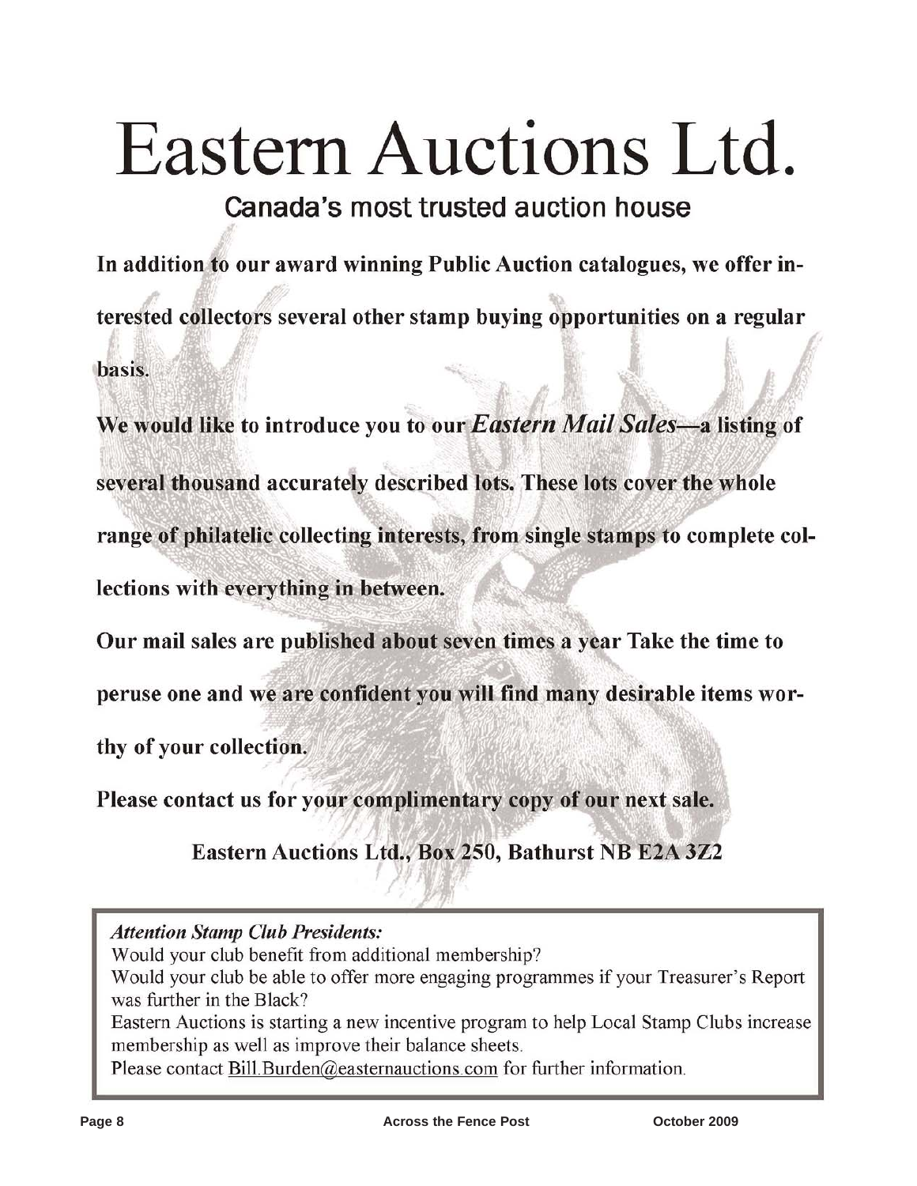# Eastern Auctions Ltd.

## Canada's most trusted auction house

**In addition to our award winning Public Auction catalogues, we offer interested collectors several other stamp buying opportunities on a regular basis.**

**We would like to introduce you to our *Eastern Mail Sales*—a listing of several thousand accurately described lots. These lots cover the whole range of philatelic collecting interests, from single stamps to complete collections with everything in between.**

**Our mail sales are published about seven times a year Take the time to peruse one and we are confident you will find many desirable items worthy of your collection.**

**Please contact us for your complimentary copy of our next sale.**

**Eastern Auctions Ltd., Box 250, Bathurst NB E2A 3Z2**

*Attention Stamp Club Presidents:*
Would your club benefit from additional membership?
Would your club be able to offer more engaging programmes if your Treasurer's Report was further in the Black?
Eastern Auctions is starting a new incentive program to help Local Stamp Clubs increase membership as well as improve their balance sheets.
Please contact Bill.Burden@easternauctions.com for further information.